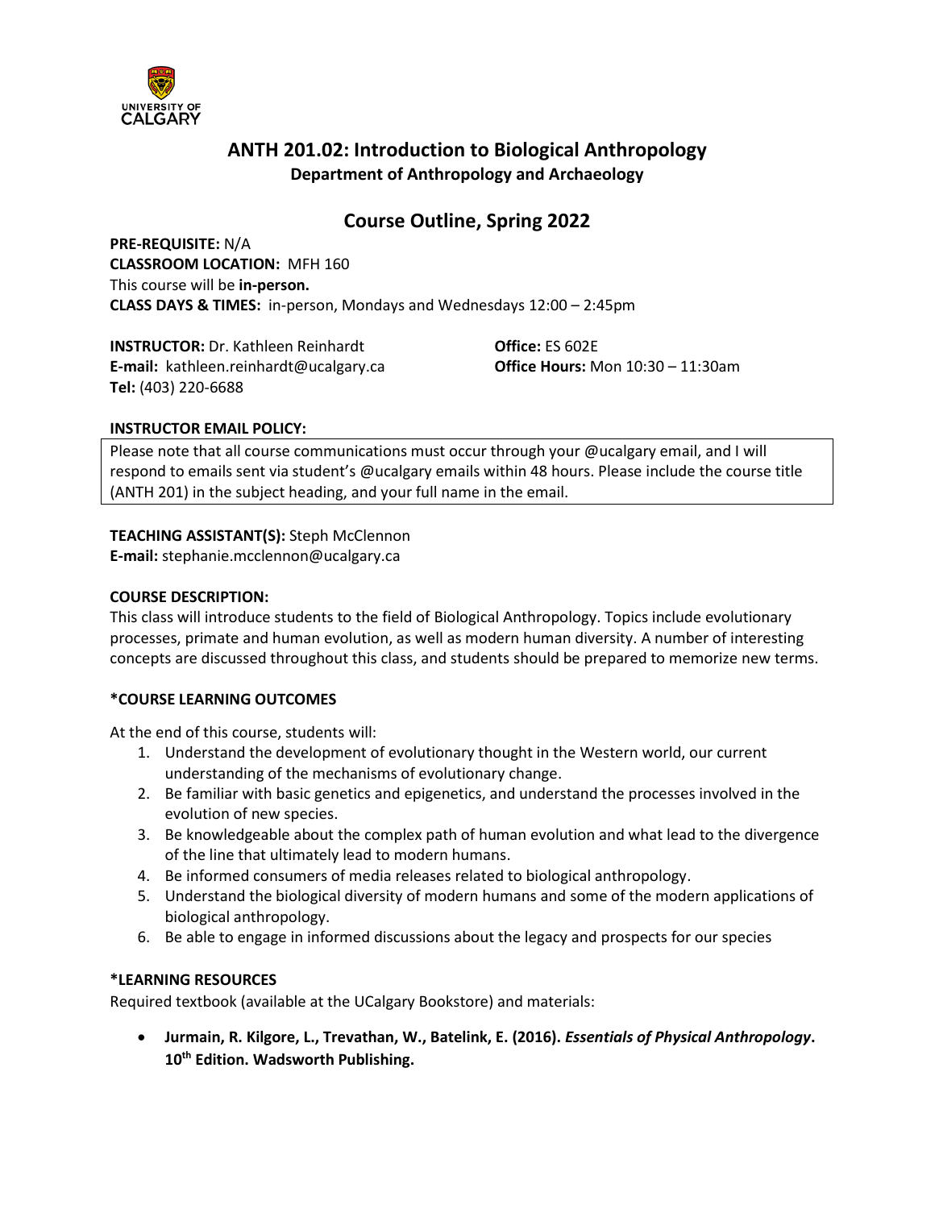# ANTH 201.02: Introduction to Biological Anthropology

## Department of Anthropology and Archaeology

## Course Outline, Spring 2022

**PRE-REQUISITE:** N/A
**CLASSROOM LOCATION:** MFH 160
This course will be **in-person.**
**CLASS DAYS & TIMES:** in-person, Mondays and Wednesdays 12:00 – 2:45pm

**INSTRUCTOR:** Dr. Kathleen Reinhardt
**E-mail:** kathleen.reinhardt@ucalgary.ca
**Tel:** (403) 220-6688
**Office:** ES 602E
**Office Hours:** Mon 10:30 – 11:30am

**INSTRUCTOR EMAIL POLICY:**

Please note that all course communications must occur through your @ucalgary email, and I will respond to emails sent via student's @ucalgary emails within 48 hours. Please include the course title (ANTH 201) in the subject heading, and your full name in the email.

**TEACHING ASSISTANT(S):** Steph McClennon
**E-mail:** stephanie.mcclennon@ucalgary.ca

**COURSE DESCRIPTION:**

This class will introduce students to the field of Biological Anthropology. Topics include evolutionary processes, primate and human evolution, as well as modern human diversity. A number of interesting concepts are discussed throughout this class, and students should be prepared to memorize new terms.

**\*COURSE LEARNING OUTCOMES**

At the end of this course, students will:

1. Understand the development of evolutionary thought in the Western world, our current understanding of the mechanisms of evolutionary change.
2. Be familiar with basic genetics and epigenetics, and understand the processes involved in the evolution of new species.
3. Be knowledgeable about the complex path of human evolution and what lead to the divergence of the line that ultimately lead to modern humans.
4. Be informed consumers of media releases related to biological anthropology.
5. Understand the biological diversity of modern humans and some of the modern applications of biological anthropology.
6. Be able to engage in informed discussions about the legacy and prospects for our species

**\*LEARNING RESOURCES**

Required textbook (available at the UCalgary Bookstore) and materials:

- **Jurmain, R. Kilgore, L., Trevathan, W., Batelink, E. (2016). *Essentials of Physical Anthropology*. 10th Edition. Wadsworth Publishing.**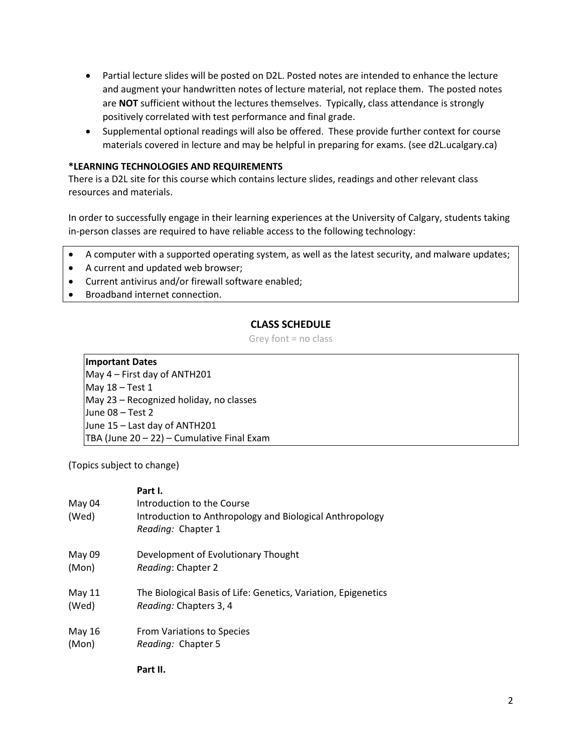- Partial lecture slides will be posted on D2L. Posted notes are intended to enhance the lecture and augment your handwritten notes of lecture material, not replace them. The posted notes are **NOT** sufficient without the lectures themselves. Typically, class attendance is strongly positively correlated with test performance and final grade.
- Supplemental optional readings will also be offered. These provide further context for course materials covered in lecture and may be helpful in preparing for exams. (see d2L.ucalgary.ca)

**\*LEARNING TECHNOLOGIES AND REQUIREMENTS**

There is a D2L site for this course which contains lecture slides, readings and other relevant class resources and materials.

In order to successfully engage in their learning experiences at the University of Calgary, students taking in-person classes are required to have reliable access to the following technology:

- A computer with a supported operating system, as well as the latest security, and malware updates;
- A current and updated web browser;
- Current antivirus and/or firewall software enabled;
- Broadband internet connection.

## CLASS SCHEDULE

Grey font = no class

**Important Dates**
May 4 – First day of ANTH201
May 18 – Test 1
May 23 – Recognized holiday, no classes
June 08 – Test 2
June 15 – Last day of ANTH201
TBA (June 20 – 22) – Cumulative Final Exam

(Topics subject to change)

**Part I.**

| Date | Topic |
|---|---|
| May 04 (Wed) | Introduction to the Course<br>Introduction to Anthropology and Biological Anthropology<br>*Reading:* Chapter 1 |
| May 09 (Mon) | Development of Evolutionary Thought<br>*Reading*: Chapter 2 |
| May 11 (Wed) | The Biological Basis of Life: Genetics, Variation, Epigenetics<br>*Reading:* Chapters 3, 4 |
| May 16 (Mon) | From Variations to Species<br>*Reading:* Chapter 5 |

**Part II.**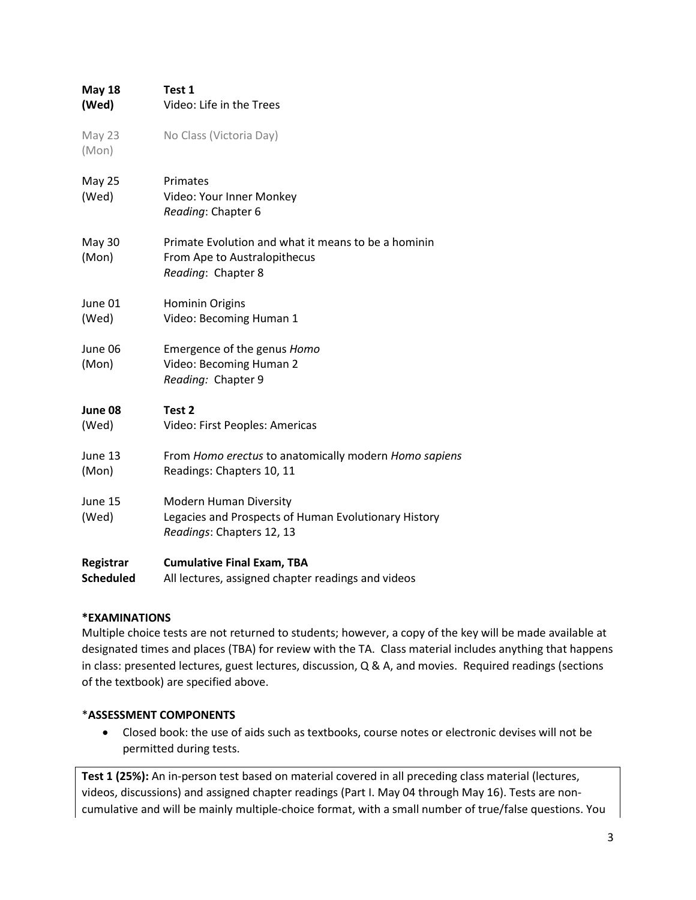| | |
|---|---|
| **May 18 (Wed)** | **Test 1**<br>Video: Life in the Trees |
| May 23 (Mon) | No Class (Victoria Day) |
| May 25 (Wed) | Primates<br>Video: Your Inner Monkey<br>*Reading*: Chapter 6 |
| May 30 (Mon) | Primate Evolution and what it means to be a hominin<br>From Ape to Australopithecus<br>*Reading*: Chapter 8 |
| June 01 (Wed) | Hominin Origins<br>Video: Becoming Human 1 |
| June 06 (Mon) | Emergence of the genus *Homo*<br>Video: Becoming Human 2<br>*Reading:* Chapter 9 |
| **June 08** (Wed) | **Test 2**<br>Video: First Peoples: Americas |
| June 13 (Mon) | From *Homo erectus* to anatomically modern *Homo sapiens*<br>Readings: Chapters 10, 11 |
| June 15 (Wed) | Modern Human Diversity<br>Legacies and Prospects of Human Evolutionary History<br>*Readings*: Chapters 12, 13 |
| **Registrar Scheduled** | **Cumulative Final Exam, TBA**<br>All lectures, assigned chapter readings and videos |

**\*EXAMINATIONS**

Multiple choice tests are not returned to students; however, a copy of the key will be made available at designated times and places (TBA) for review with the TA. Class material includes anything that happens in class: presented lectures, guest lectures, discussion, Q & A, and movies. Required readings (sections of the textbook) are specified above.

\***ASSESSMENT COMPONENTS**

- Closed book: the use of aids such as textbooks, course notes or electronic devises will not be permitted during tests.

**Test 1 (25%):** An in-person test based on material covered in all preceding class material (lectures, videos, discussions) and assigned chapter readings (Part I. May 04 through May 16). Tests are non-cumulative and will be mainly multiple-choice format, with a small number of true/false questions. You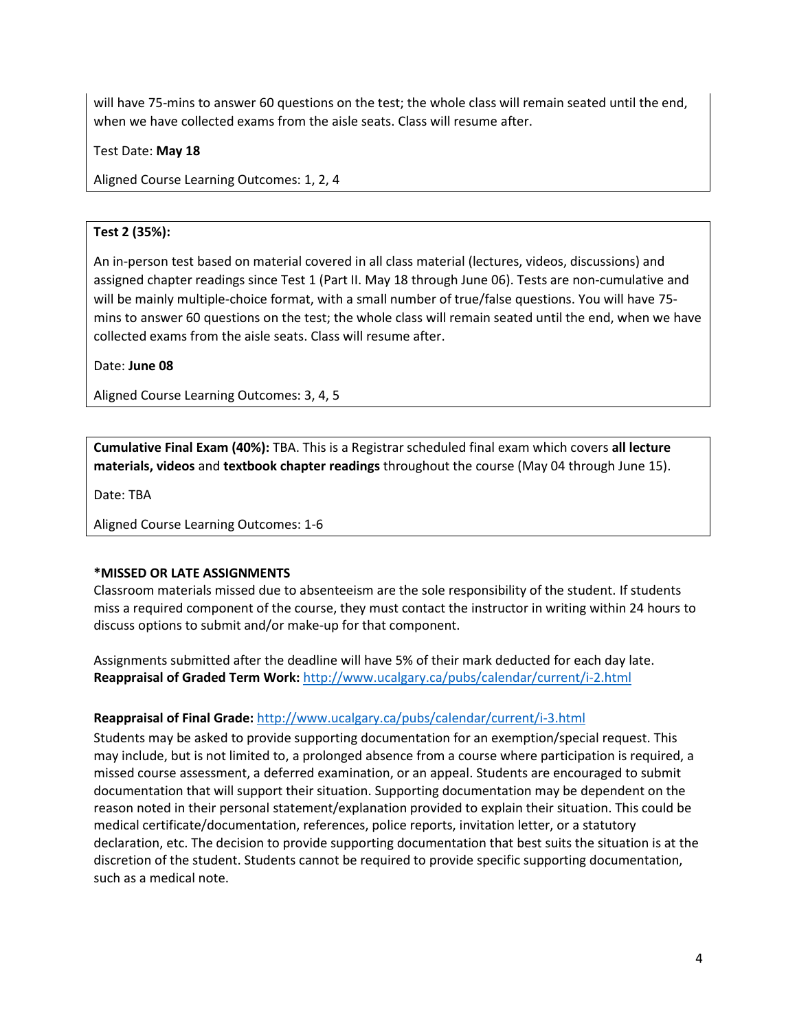will have 75-mins to answer 60 questions on the test; the whole class will remain seated until the end, when we have collected exams from the aisle seats. Class will resume after.

Test Date: **May 18**

Aligned Course Learning Outcomes: 1, 2, 4

**Test 2 (35%):**

An in-person test based on material covered in all class material (lectures, videos, discussions) and assigned chapter readings since Test 1 (Part II. May 18 through June 06). Tests are non-cumulative and will be mainly multiple-choice format, with a small number of true/false questions. You will have 75-mins to answer 60 questions on the test; the whole class will remain seated until the end, when we have collected exams from the aisle seats. Class will resume after.

Date: **June 08**

Aligned Course Learning Outcomes: 3, 4, 5

**Cumulative Final Exam (40%):** TBA. This is a Registrar scheduled final exam which covers **all lecture materials, videos** and **textbook chapter readings** throughout the course (May 04 through June 15).

Date: TBA

Aligned Course Learning Outcomes: 1-6

**\*MISSED OR LATE ASSIGNMENTS**

Classroom materials missed due to absenteeism are the sole responsibility of the student. If students miss a required component of the course, they must contact the instructor in writing within 24 hours to discuss options to submit and/or make-up for that component.

Assignments submitted after the deadline will have 5% of their mark deducted for each day late.
**Reappraisal of Graded Term Work:** http://www.ucalgary.ca/pubs/calendar/current/i-2.html

**Reappraisal of Final Grade:** http://www.ucalgary.ca/pubs/calendar/current/i-3.html

Students may be asked to provide supporting documentation for an exemption/special request. This may include, but is not limited to, a prolonged absence from a course where participation is required, a missed course assessment, a deferred examination, or an appeal. Students are encouraged to submit documentation that will support their situation. Supporting documentation may be dependent on the reason noted in their personal statement/explanation provided to explain their situation. This could be medical certificate/documentation, references, police reports, invitation letter, or a statutory declaration, etc. The decision to provide supporting documentation that best suits the situation is at the discretion of the student. Students cannot be required to provide specific supporting documentation, such as a medical note.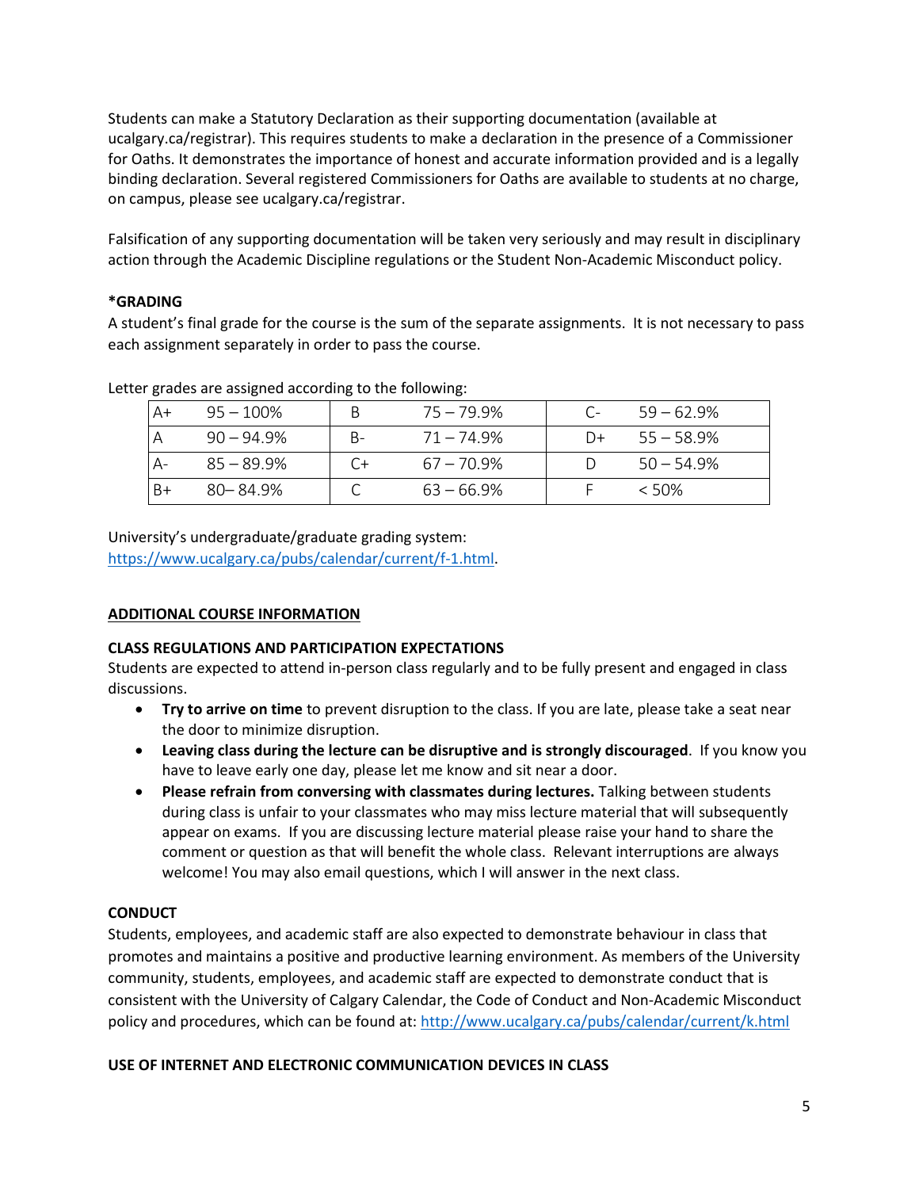Students can make a Statutory Declaration as their supporting documentation (available at ucalgary.ca/registrar). This requires students to make a declaration in the presence of a Commissioner for Oaths. It demonstrates the importance of honest and accurate information provided and is a legally binding declaration. Several registered Commissioners for Oaths are available to students at no charge, on campus, please see ucalgary.ca/registrar.

Falsification of any supporting documentation will be taken very seriously and may result in disciplinary action through the Academic Discipline regulations or the Student Non-Academic Misconduct policy.

**\*GRADING**

A student's final grade for the course is the sum of the separate assignments. It is not necessary to pass each assignment separately in order to pass the course.

Letter grades are assigned according to the following:

| | | | | | |
|---|---|---|---|---|---|
| A+ | 95 – 100% | B | 75 – 79.9% | C- | 59 – 62.9% |
| A | 90 – 94.9% | B- | 71 – 74.9% | D+ | 55 – 58.9% |
| A- | 85 – 89.9% | C+ | 67 – 70.9% | D | 50 – 54.9% |
| B+ | 80– 84.9% | C | 63 – 66.9% | F | < 50% |

University's undergraduate/graduate grading system: https://www.ucalgary.ca/pubs/calendar/current/f-1.html.

## ADDITIONAL COURSE INFORMATION

**CLASS REGULATIONS AND PARTICIPATION EXPECTATIONS**

Students are expected to attend in-person class regularly and to be fully present and engaged in class discussions.

- **Try to arrive on time** to prevent disruption to the class. If you are late, please take a seat near the door to minimize disruption.
- **Leaving class during the lecture can be disruptive and is strongly discouraged**. If you know you have to leave early one day, please let me know and sit near a door.
- **Please refrain from conversing with classmates during lectures.** Talking between students during class is unfair to your classmates who may miss lecture material that will subsequently appear on exams. If you are discussing lecture material please raise your hand to share the comment or question as that will benefit the whole class. Relevant interruptions are always welcome! You may also email questions, which I will answer in the next class.

**CONDUCT**

Students, employees, and academic staff are also expected to demonstrate behaviour in class that promotes and maintains a positive and productive learning environment. As members of the University community, students, employees, and academic staff are expected to demonstrate conduct that is consistent with the University of Calgary Calendar, the Code of Conduct and Non-Academic Misconduct policy and procedures, which can be found at: http://www.ucalgary.ca/pubs/calendar/current/k.html

**USE OF INTERNET AND ELECTRONIC COMMUNICATION DEVICES IN CLASS**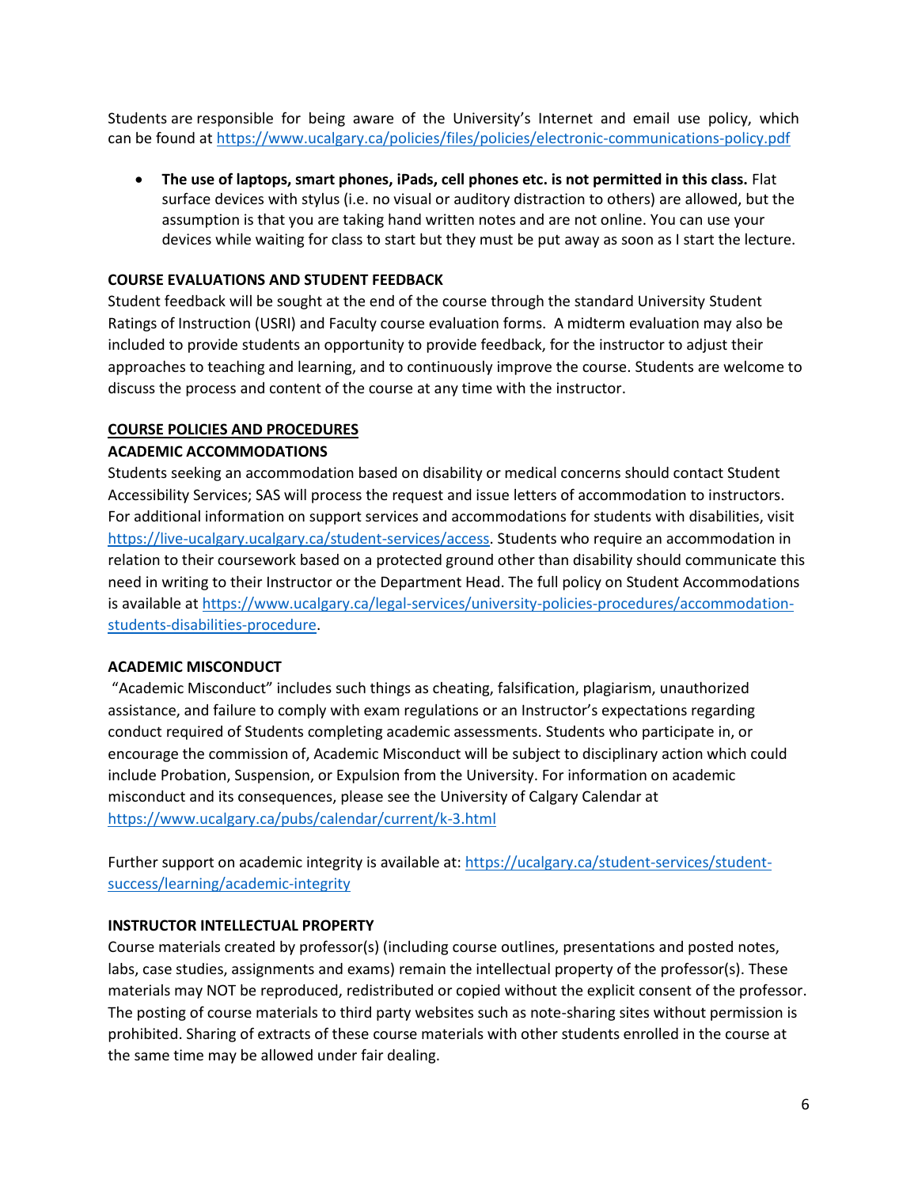Students are responsible for being aware of the University's Internet and email use policy, which can be found at https://www.ucalgary.ca/policies/files/policies/electronic-communications-policy.pdf

- **The use of laptops, smart phones, iPads, cell phones etc. is not permitted in this class.** Flat surface devices with stylus (i.e. no visual or auditory distraction to others) are allowed, but the assumption is that you are taking hand written notes and are not online. You can use your devices while waiting for class to start but they must be put away as soon as I start the lecture.

**COURSE EVALUATIONS AND STUDENT FEEDBACK**

Student feedback will be sought at the end of the course through the standard University Student Ratings of Instruction (USRI) and Faculty course evaluation forms. A midterm evaluation may also be included to provide students an opportunity to provide feedback, for the instructor to adjust their approaches to teaching and learning, and to continuously improve the course. Students are welcome to discuss the process and content of the course at any time with the instructor.

## COURSE POLICIES AND PROCEDURES

**ACADEMIC ACCOMMODATIONS**

Students seeking an accommodation based on disability or medical concerns should contact Student Accessibility Services; SAS will process the request and issue letters of accommodation to instructors. For additional information on support services and accommodations for students with disabilities, visit https://live-ucalgary.ucalgary.ca/student-services/access. Students who require an accommodation in relation to their coursework based on a protected ground other than disability should communicate this need in writing to their Instructor or the Department Head. The full policy on Student Accommodations is available at https://www.ucalgary.ca/legal-services/university-policies-procedures/accommodation-students-disabilities-procedure.

**ACADEMIC MISCONDUCT**

"Academic Misconduct" includes such things as cheating, falsification, plagiarism, unauthorized assistance, and failure to comply with exam regulations or an Instructor's expectations regarding conduct required of Students completing academic assessments. Students who participate in, or encourage the commission of, Academic Misconduct will be subject to disciplinary action which could include Probation, Suspension, or Expulsion from the University. For information on academic misconduct and its consequences, please see the University of Calgary Calendar at https://www.ucalgary.ca/pubs/calendar/current/k-3.html

Further support on academic integrity is available at: https://ucalgary.ca/student-services/student-success/learning/academic-integrity

**INSTRUCTOR INTELLECTUAL PROPERTY**

Course materials created by professor(s) (including course outlines, presentations and posted notes, labs, case studies, assignments and exams) remain the intellectual property of the professor(s). These materials may NOT be reproduced, redistributed or copied without the explicit consent of the professor. The posting of course materials to third party websites such as note-sharing sites without permission is prohibited. Sharing of extracts of these course materials with other students enrolled in the course at the same time may be allowed under fair dealing.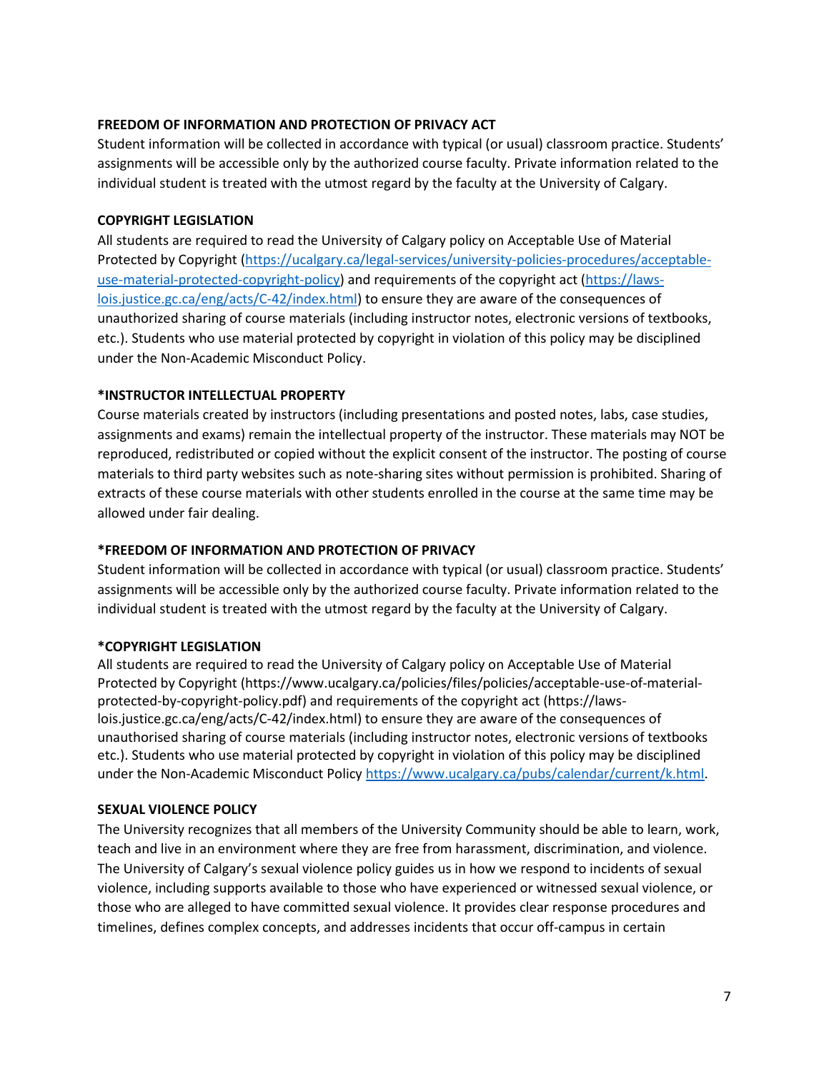**FREEDOM OF INFORMATION AND PROTECTION OF PRIVACY ACT**

Student information will be collected in accordance with typical (or usual) classroom practice. Students' assignments will be accessible only by the authorized course faculty. Private information related to the individual student is treated with the utmost regard by the faculty at the University of Calgary.

**COPYRIGHT LEGISLATION**

All students are required to read the University of Calgary policy on Acceptable Use of Material Protected by Copyright ([https://ucalgary.ca/legal-services/university-policies-procedures/acceptable-use-material-protected-copyright-policy](https://ucalgary.ca/legal-services/university-policies-procedures/acceptable-use-material-protected-copyright-policy)) and requirements of the copyright act ([https://laws-lois.justice.gc.ca/eng/acts/C-42/index.html](https://laws-lois.justice.gc.ca/eng/acts/C-42/index.html)) to ensure they are aware of the consequences of unauthorized sharing of course materials (including instructor notes, electronic versions of textbooks, etc.). Students who use material protected by copyright in violation of this policy may be disciplined under the Non-Academic Misconduct Policy.

**\*INSTRUCTOR INTELLECTUAL PROPERTY**

Course materials created by instructors (including presentations and posted notes, labs, case studies, assignments and exams) remain the intellectual property of the instructor. These materials may NOT be reproduced, redistributed or copied without the explicit consent of the instructor. The posting of course materials to third party websites such as note-sharing sites without permission is prohibited. Sharing of extracts of these course materials with other students enrolled in the course at the same time may be allowed under fair dealing.

**\*FREEDOM OF INFORMATION AND PROTECTION OF PRIVACY**

Student information will be collected in accordance with typical (or usual) classroom practice. Students' assignments will be accessible only by the authorized course faculty. Private information related to the individual student is treated with the utmost regard by the faculty at the University of Calgary.

**\*COPYRIGHT LEGISLATION**

All students are required to read the University of Calgary policy on Acceptable Use of Material Protected by Copyright (https://www.ucalgary.ca/policies/files/policies/acceptable-use-of-material-protected-by-copyright-policy.pdf) and requirements of the copyright act (https://laws-lois.justice.gc.ca/eng/acts/C-42/index.html) to ensure they are aware of the consequences of unauthorised sharing of course materials (including instructor notes, electronic versions of textbooks etc.). Students who use material protected by copyright in violation of this policy may be disciplined under the Non-Academic Misconduct Policy [https://www.ucalgary.ca/pubs/calendar/current/k.html](https://www.ucalgary.ca/pubs/calendar/current/k.html).

**SEXUAL VIOLENCE POLICY**

The University recognizes that all members of the University Community should be able to learn, work, teach and live in an environment where they are free from harassment, discrimination, and violence. The University of Calgary's sexual violence policy guides us in how we respond to incidents of sexual violence, including supports available to those who have experienced or witnessed sexual violence, or those who are alleged to have committed sexual violence. It provides clear response procedures and timelines, defines complex concepts, and addresses incidents that occur off-campus in certain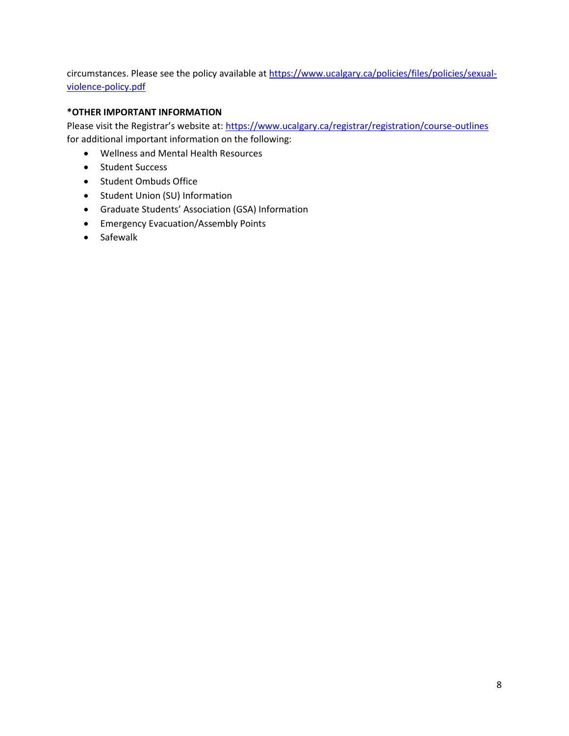circumstances. Please see the policy available at [https://www.ucalgary.ca/policies/files/policies/sexual-violence-policy.pdf](https://www.ucalgary.ca/policies/files/policies/sexual-violence-policy.pdf)

**\*OTHER IMPORTANT INFORMATION**

Please visit the Registrar's website at: [https://www.ucalgary.ca/registrar/registration/course-outlines](https://www.ucalgary.ca/registrar/registration/course-outlines) for additional important information on the following:

- Wellness and Mental Health Resources
- Student Success
- Student Ombuds Office
- Student Union (SU) Information
- Graduate Students' Association (GSA) Information
- Emergency Evacuation/Assembly Points
- Safewalk